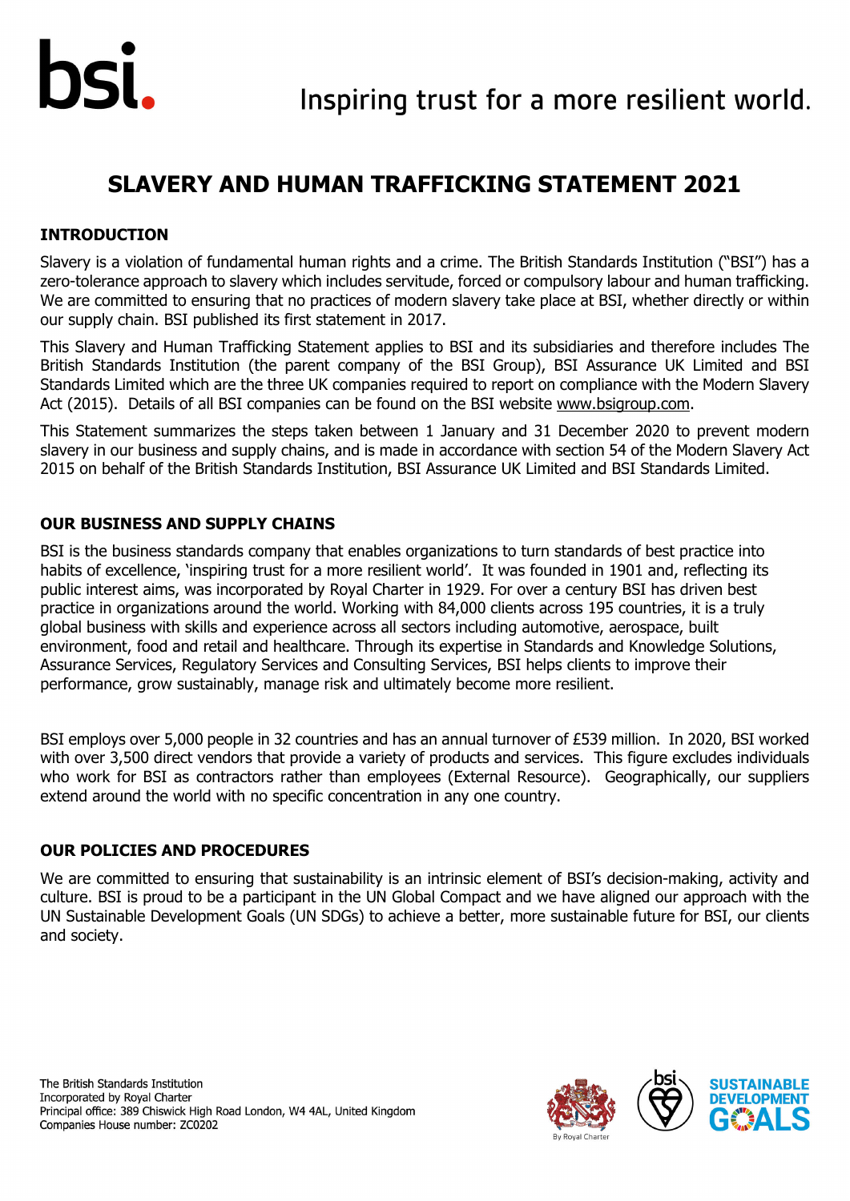Inspiring trust for a more resilient world.

# SLAVERY AND HUMAN TRAFFICKING STATEMENT 2021

## INTRODUCTION

Slavery is a violation of fundamental human rights and a crime. The British Standards Institution ("BSI") has a zero-tolerance approach to slavery which includes servitude, forced or compulsory labour and human trafficking. We are committed to ensuring that no practices of modern slavery take place at BSI, whether directly or within our supply chain. BSI published its first statement in 2017.

This Slavery and Human Trafficking Statement applies to BSI and its subsidiaries and therefore includes The British Standards Institution (the parent company of the BSI Group), BSI Assurance UK Limited and BSI Standards Limited which are the three UK companies required to report on compliance with the Modern Slavery Act (2015). Details of all BSI companies can be found on the BSI website www.bsigroup.com.

This Statement summarizes the steps taken between 1 January and 31 December 2020 to prevent modern slavery in our business and supply chains, and is made in accordance with section 54 of the Modern Slavery Act 2015 on behalf of the British Standards Institution, BSI Assurance UK Limited and BSI Standards Limited.

## OUR BUSINESS AND SUPPLY CHAINS

BSI is the business standards company that enables organizations to turn standards of best practice into habits of excellence, 'inspiring trust for a more resilient world'. It was founded in 1901 and, reflecting its public interest aims, was incorporated by Royal Charter in 1929. For over a century BSI has driven best practice in organizations around the world. Working with 84,000 clients across 195 countries, it is a truly global business with skills and experience across all sectors including automotive, aerospace, built environment, food and retail and healthcare. Through its expertise in Standards and Knowledge Solutions, Assurance Services, Regulatory Services and Consulting Services, BSI helps clients to improve their performance, grow sustainably, manage risk and ultimately become more resilient.

BSI employs over 5,000 people in 32 countries and has an annual turnover of £539 million. In 2020, BSI worked with over 3,500 direct vendors that provide a variety of products and services. This figure excludes individuals who work for BSI as contractors rather than employees (External Resource). Geographically, our suppliers extend around the world with no specific concentration in any one country.

## OUR POLICIES AND PROCEDURES

We are committed to ensuring that sustainability is an intrinsic element of BSI's decision-making, activity and culture. BSI is proud to be a participant in the UN Global Compact and we have aligned our approach with the UN Sustainable Development Goals (UN SDGs) to achieve a better, more sustainable future for BSI, our clients and society.

The British Standards Institution
Incorporated by Royal Charter
Principal office: 389 Chiswick High Road London, W4 4AL, United Kingdom
Companies House number: ZC0202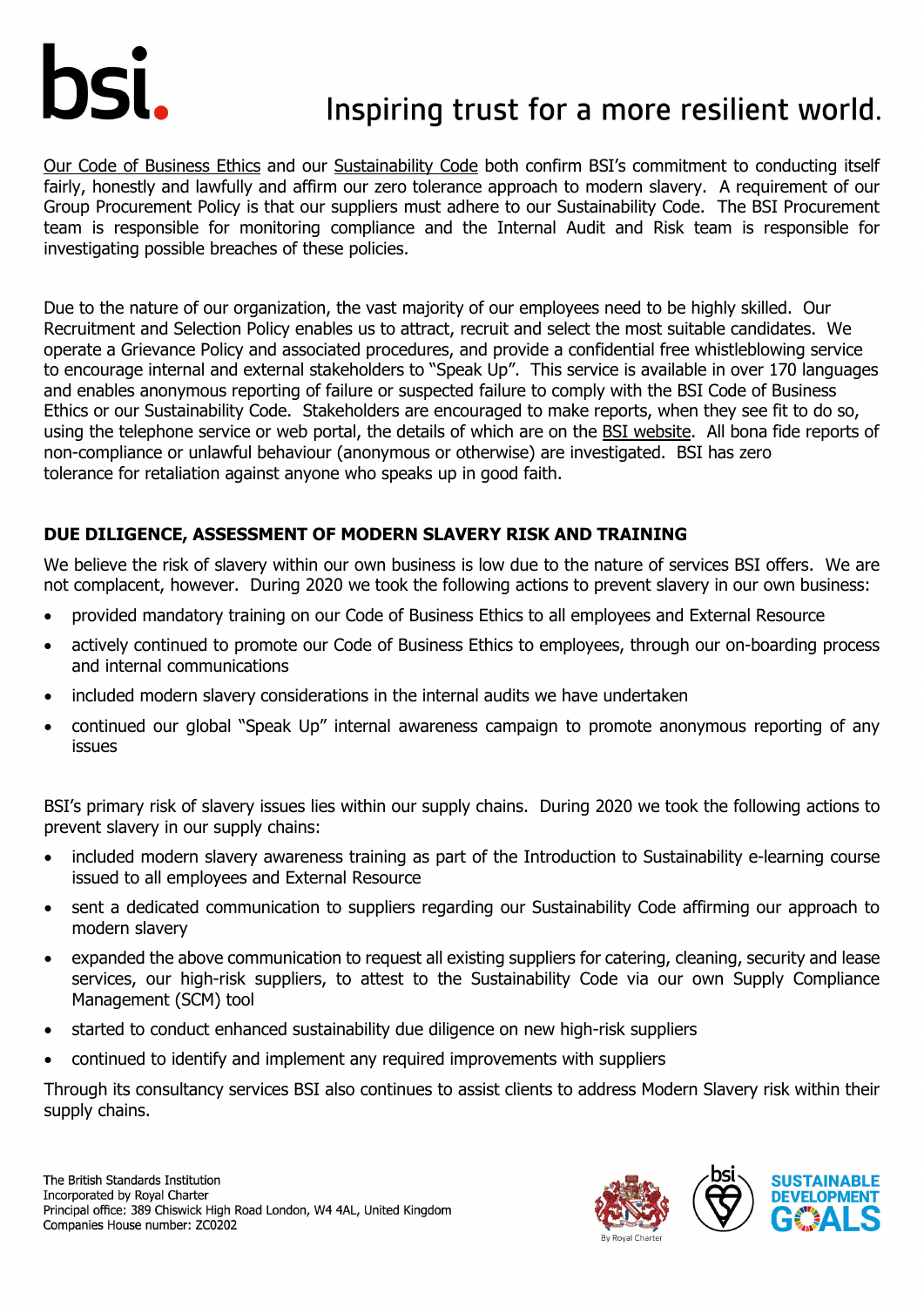Our Code of Business Ethics and our Sustainability Code both confirm BSI's commitment to conducting itself fairly, honestly and lawfully and affirm our zero tolerance approach to modern slavery. A requirement of our Group Procurement Policy is that our suppliers must adhere to our Sustainability Code. The BSI Procurement team is responsible for monitoring compliance and the Internal Audit and Risk team is responsible for investigating possible breaches of these policies.

Due to the nature of our organization, the vast majority of our employees need to be highly skilled. Our Recruitment and Selection Policy enables us to attract, recruit and select the most suitable candidates. We operate a Grievance Policy and associated procedures, and provide a confidential free whistleblowing service to encourage internal and external stakeholders to "Speak Up". This service is available in over 170 languages and enables anonymous reporting of failure or suspected failure to comply with the BSI Code of Business Ethics or our Sustainability Code. Stakeholders are encouraged to make reports, when they see fit to do so, using the telephone service or web portal, the details of which are on the BSI website. All bona fide reports of non-compliance or unlawful behaviour (anonymous or otherwise) are investigated. BSI has zero tolerance for retaliation against anyone who speaks up in good faith.

## DUE DILIGENCE, ASSESSMENT OF MODERN SLAVERY RISK AND TRAINING

We believe the risk of slavery within our own business is low due to the nature of services BSI offers. We are not complacent, however. During 2020 we took the following actions to prevent slavery in our own business:

- provided mandatory training on our Code of Business Ethics to all employees and External Resource
- actively continued to promote our Code of Business Ethics to employees, through our on-boarding process and internal communications
- included modern slavery considerations in the internal audits we have undertaken
- continued our global "Speak Up" internal awareness campaign to promote anonymous reporting of any issues

BSI's primary risk of slavery issues lies within our supply chains. During 2020 we took the following actions to prevent slavery in our supply chains:

- included modern slavery awareness training as part of the Introduction to Sustainability e-learning course issued to all employees and External Resource
- sent a dedicated communication to suppliers regarding our Sustainability Code affirming our approach to modern slavery
- expanded the above communication to request all existing suppliers for catering, cleaning, security and lease services, our high-risk suppliers, to attest to the Sustainability Code via our own Supply Compliance Management (SCM) tool
- started to conduct enhanced sustainability due diligence on new high-risk suppliers
- continued to identify and implement any required improvements with suppliers

Through its consultancy services BSI also continues to assist clients to address Modern Slavery risk within their supply chains.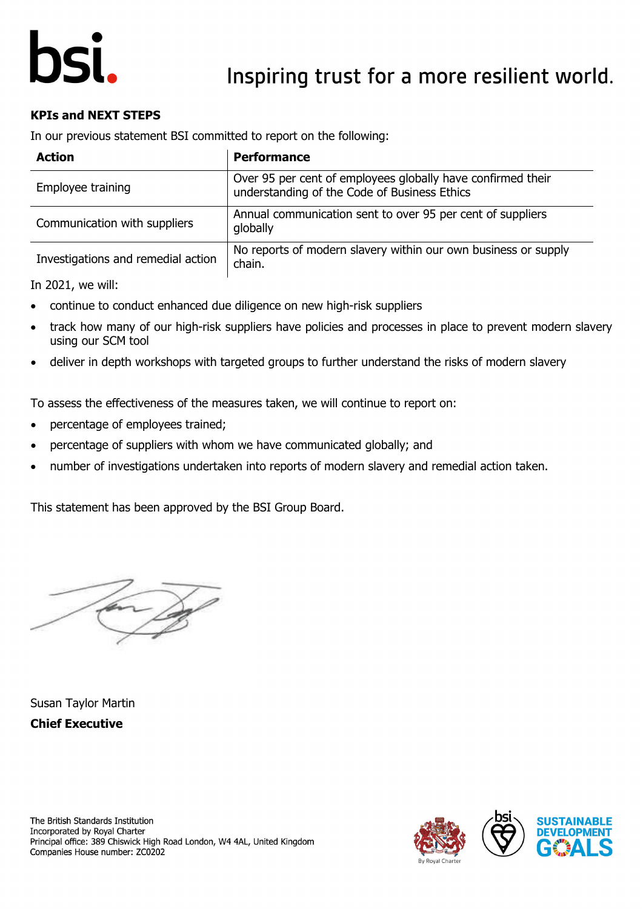Inspiring trust for a more resilient world.

**KPIs and NEXT STEPS**

In our previous statement BSI committed to report on the following:

| Action | Performance |
|---|---|
| Employee training | Over 95 per cent of employees globally have confirmed their understanding of the Code of Business Ethics |
| Communication with suppliers | Annual communication sent to over 95 per cent of suppliers globally |
| Investigations and remedial action | No reports of modern slavery within our own business or supply chain. |

In 2021, we will:

- continue to conduct enhanced due diligence on new high-risk suppliers
- track how many of our high-risk suppliers have policies and processes in place to prevent modern slavery using our SCM tool
- deliver in depth workshops with targeted groups to further understand the risks of modern slavery

To assess the effectiveness of the measures taken, we will continue to report on:

- percentage of employees trained;
- percentage of suppliers with whom we have communicated globally; and
- number of investigations undertaken into reports of modern slavery and remedial action taken.

This statement has been approved by the BSI Group Board.

Susan Taylor Martin
**Chief Executive**

The British Standards Institution
Incorporated by Royal Charter
Principal office: 389 Chiswick High Road London, W4 4AL, United Kingdom
Companies House number: ZC0202